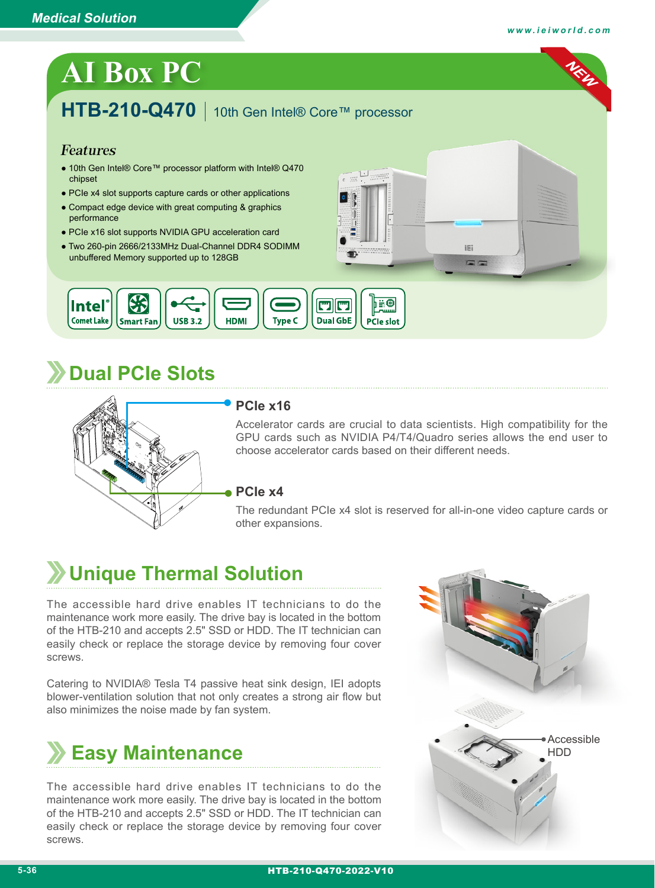# AI Box PC

## HTB-210-Q470 | 10th Gen Intel® Core™ processor

NEW

### Features

- 10th Gen Intel® Core™ processor platform with Intel® Q470 chipset
- PCIe x4 slot supports capture cards or other applications
- Compact edge device with great computing & graphics performance
- PCIe x16 slot supports NVIDIA GPU acceleration card
- Two 260-pin 2666/2133MHz Dual-Channel DDR4 SODIMM unbuffered Memory supported up to 128GB

Intel® Comet Lake | Smart Fan | USB 3.2 | HDMI | Type C | Dual GbE | PCIe slot

## Dual PCIe Slots

### PCIe x16

Accelerator cards are crucial to data scientists. High compatibility for the GPU cards such as NVIDIA P4/T4/Quadro series allows the end user to choose accelerator cards based on their different needs.

### PCIe x4

The redundant PCIe x4 slot is reserved for all-in-one video capture cards or other expansions.

## Unique Thermal Solution

The accessible hard drive enables IT technicians to do the maintenance work more easily. The drive bay is located in the bottom of the HTB-210 and accepts 2.5" SSD or HDD. The IT technician can easily check or replace the storage device by removing four cover screws.

Catering to NVIDIA® Tesla T4 passive heat sink design, IEI adopts blower-ventilation solution that not only creates a strong air flow but also minimizes the noise made by fan system.

## Easy Maintenance

The accessible hard drive enables IT technicians to do the maintenance work more easily. The drive bay is located in the bottom of the HTB-210 and accepts 2.5" SSD or HDD. The IT technician can easily check or replace the storage device by removing four cover screws.

Accessible HDD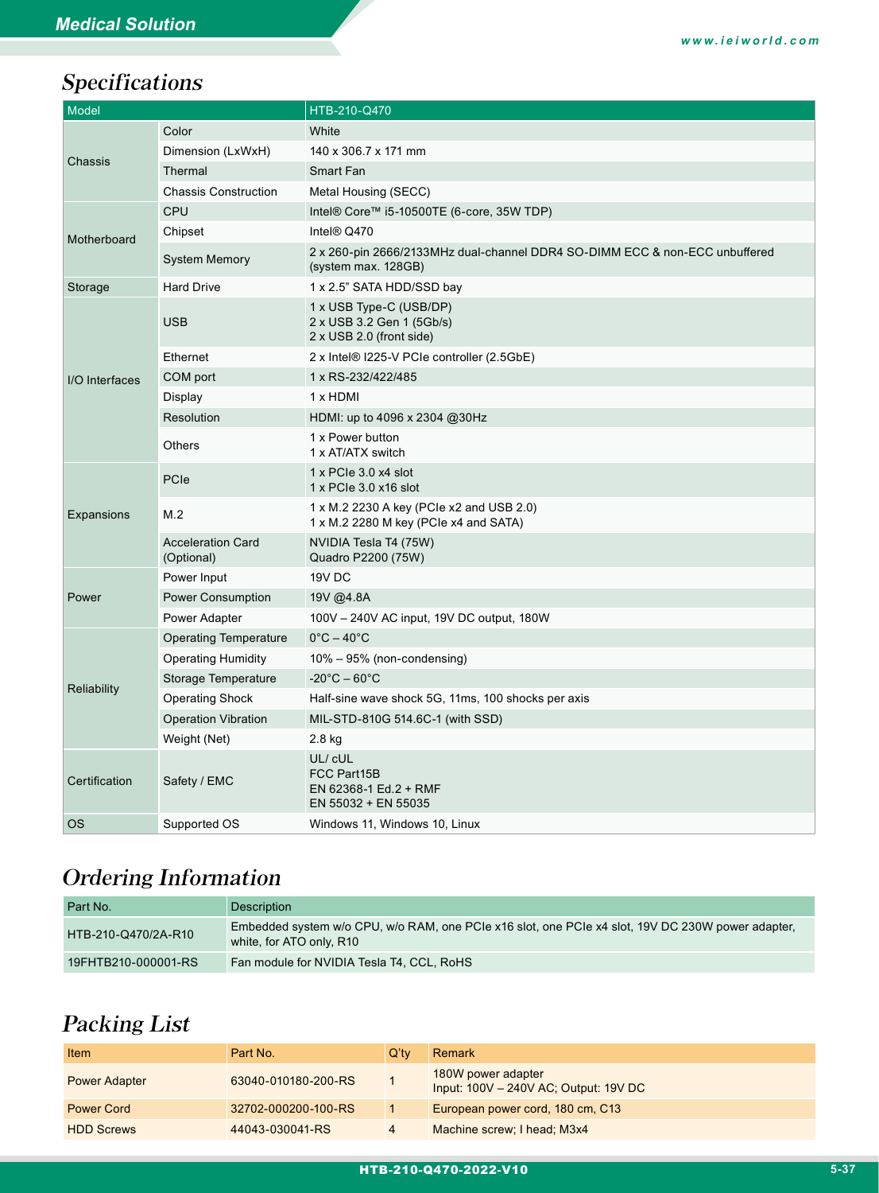## Specifications

| Model | | HTB-210-Q470 |
|---|---|---|
| Chassis | Color | White |
| | Dimension (LxWxH) | 140 x 306.7 x 171 mm |
| | Thermal | Smart Fan |
| | Chassis Construction | Metal Housing (SECC) |
| Motherboard | CPU | Intel® Core™ i5-10500TE (6-core, 35W TDP) |
| | Chipset | Intel® Q470 |
| | System Memory | 2 x 260-pin 2666/2133MHz dual-channel DDR4 SO-DIMM ECC & non-ECC unbuffered (system max. 128GB) |
| Storage | Hard Drive | 1 x 2.5" SATA HDD/SSD bay |
| I/O Interfaces | USB | 1 x USB Type-C (USB/DP)<br>2 x USB 3.2 Gen 1 (5Gb/s)<br>2 x USB 2.0 (front side) |
| | Ethernet | 2 x Intel® I225-V PCIe controller (2.5GbE) |
| | COM port | 1 x RS-232/422/485 |
| | Display | 1 x HDMI |
| | Resolution | HDMI: up to 4096 x 2304 @30Hz |
| | Others | 1 x Power button<br>1 x AT/ATX switch |
| Expansions | PCIe | 1 x PCIe 3.0 x4 slot<br>1 x PCIe 3.0 x16 slot |
| | M.2 | 1 x M.2 2230 A key (PCIe x2 and USB 2.0)<br>1 x M.2 2280 M key (PCIe x4 and SATA) |
| | Acceleration Card (Optional) | NVIDIA Tesla T4 (75W)<br>Quadro P2200 (75W) |
| Power | Power Input | 19V DC |
| | Power Consumption | 19V @4.8A |
| | Power Adapter | 100V – 240V AC input, 19V DC output, 180W |
| Reliability | Operating Temperature | 0°C – 40°C |
| | Operating Humidity | 10% – 95% (non-condensing) |
| | Storage Temperature | -20°C – 60°C |
| | Operating Shock | Half-sine wave shock 5G, 11ms, 100 shocks per axis |
| | Operation Vibration | MIL-STD-810G 514.6C-1 (with SSD) |
| | Weight (Net) | 2.8 kg |
| Certification | Safety / EMC | UL/ cUL<br>FCC Part15B<br>EN 62368-1 Ed.2 + RMF<br>EN 55032 + EN 55035 |
| OS | Supported OS | Windows 11, Windows 10, Linux |

## Ordering Information

| Part No. | Description |
|---|---|
| HTB-210-Q470/2A-R10 | Embedded system w/o CPU, w/o RAM, one PCIe x16 slot, one PCIe x4 slot, 19V DC 230W power adapter, white, for ATO only, R10 |
| 19FHTB210-000001-RS | Fan module for NVIDIA Tesla T4, CCL, RoHS |

## Packing List

| Item | Part No. | Q'ty | Remark |
|---|---|---|---|
| Power Adapter | 63040-010180-200-RS | 1 | 180W power adapter<br>Input: 100V – 240V AC; Output: 19V DC |
| Power Cord | 32702-000200-100-RS | 1 | European power cord, 180 cm, C13 |
| HDD Screws | 44043-030041-RS | 4 | Machine screw; I head; M3x4 |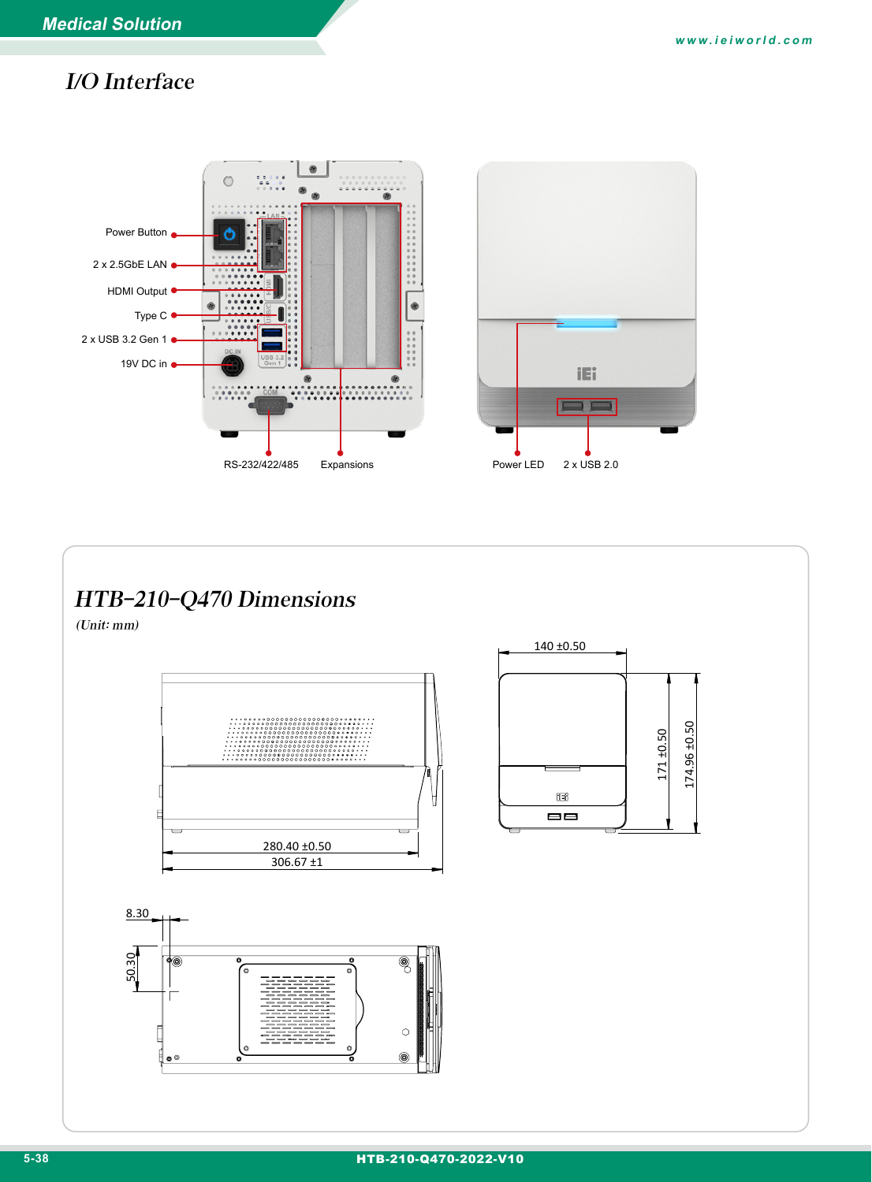## I/O Interface

Power Button

2 x 2.5GbE LAN

HDMI Output

Type C

2 x USB 3.2 Gen 1

19V DC in

RS-232/422/485

Expansions

Power LED

2 x USB 2.0

## HTB-210-Q470 Dimensions

*(Unit: mm)*

140 ±0.50

171 ±0.50

174.96 ±0.50

280.40 ±0.50

306.67 ±1

8.30

50.30